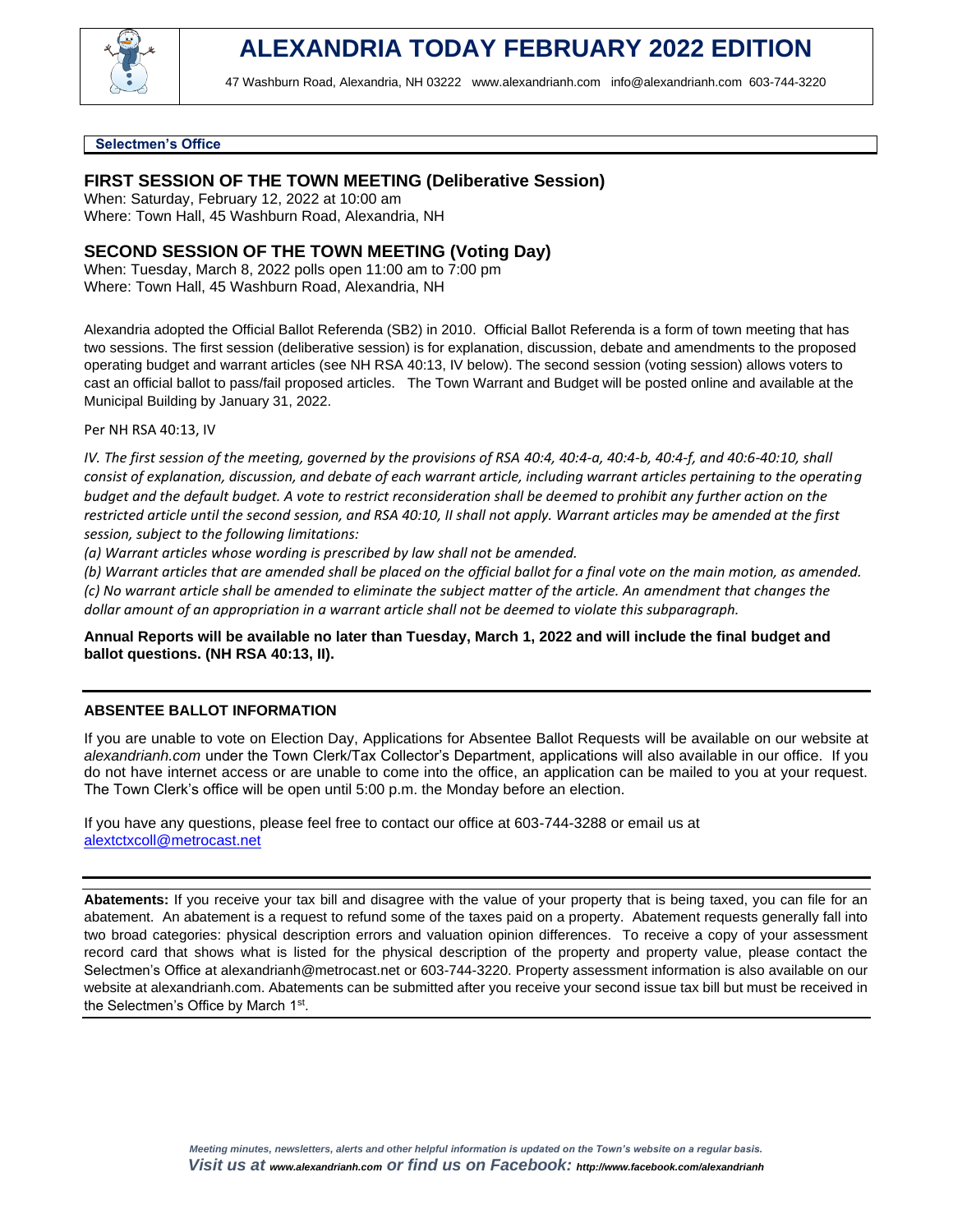# ALEXANDRIA TODAY FEBRUARY 2022 EDITION

47 Washburn Road, Alexandria, NH 03222 www.alexandrianh.com info@alexandrianh.com 603-744-3220

**Selectmen's Office**

## FIRST SESSION OF THE TOWN MEETING (Deliberative Session)

When: Saturday, February 12, 2022 at 10:00 am
Where: Town Hall, 45 Washburn Road, Alexandria, NH

## SECOND SESSION OF THE TOWN MEETING (Voting Day)

When: Tuesday, March 8, 2022 polls open 11:00 am to 7:00 pm
Where: Town Hall, 45 Washburn Road, Alexandria, NH

Alexandria adopted the Official Ballot Referenda (SB2) in 2010. Official Ballot Referenda is a form of town meeting that has two sessions. The first session (deliberative session) is for explanation, discussion, debate and amendments to the proposed operating budget and warrant articles (see NH RSA 40:13, IV below). The second session (voting session) allows voters to cast an official ballot to pass/fail proposed articles. The Town Warrant and Budget will be posted online and available at the Municipal Building by January 31, 2022.

Per NH RSA 40:13, IV

*IV. The first session of the meeting, governed by the provisions of RSA 40:4, 40:4-a, 40:4-b, 40:4-f, and 40:6-40:10, shall consist of explanation, discussion, and debate of each warrant article, including warrant articles pertaining to the operating budget and the default budget. A vote to restrict reconsideration shall be deemed to prohibit any further action on the restricted article until the second session, and RSA 40:10, II shall not apply. Warrant articles may be amended at the first session, subject to the following limitations:*

*(a) Warrant articles whose wording is prescribed by law shall not be amended.*

*(b) Warrant articles that are amended shall be placed on the official ballot for a final vote on the main motion, as amended.*

*(c) No warrant article shall be amended to eliminate the subject matter of the article. An amendment that changes the dollar amount of an appropriation in a warrant article shall not be deemed to violate this subparagraph.*

**Annual Reports will be available no later than Tuesday, March 1, 2022 and will include the final budget and ballot questions. (NH RSA 40:13, II).**

---

**ABSENTEE BALLOT INFORMATION**

If you are unable to vote on Election Day, Applications for Absentee Ballot Requests will be available on our website at *alexandrianh.com* under the Town Clerk/Tax Collector's Department, applications will also available in our office. If you do not have internet access or are unable to come into the office, an application can be mailed to you at your request. The Town Clerk's office will be open until 5:00 p.m. the Monday before an election.

If you have any questions, please feel free to contact our office at 603-744-3288 or email us at alextctxcoll@metrocast.net

---

**Abatements:** If you receive your tax bill and disagree with the value of your property that is being taxed, you can file for an abatement. An abatement is a request to refund some of the taxes paid on a property. Abatement requests generally fall into two broad categories: physical description errors and valuation opinion differences. To receive a copy of your assessment record card that shows what is listed for the physical description of the property and property value, please contact the Selectmen's Office at alexandrianh@metrocast.net or 603-744-3220. Property assessment information is also available on our website at alexandrianh.com. Abatements can be submitted after you receive your second issue tax bill but must be received in the Selectmen's Office by March 1st.

---

*Meeting minutes, newsletters, alerts and other helpful information is updated on the Town's website on a regular basis.*
***Visit us at www.alexandrianh.com or find us on Facebook: http://www.facebook.com/alexandrianh***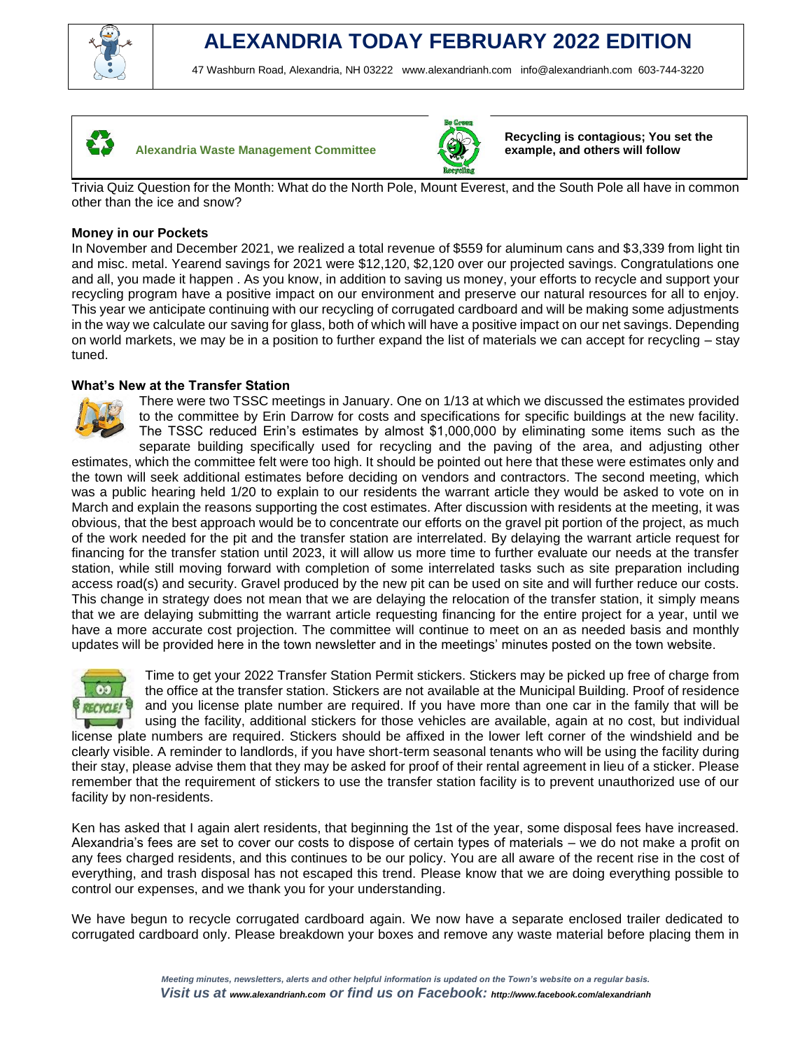# ALEXANDRIA TODAY FEBRUARY 2022 EDITION

47 Washburn Road, Alexandria, NH 03222 www.alexandrianh.com info@alexandrianh.com 603-744-3220

**Alexandria Waste Management Committee**

**Recycling is contagious; You set the example, and others will follow**

Trivia Quiz Question for the Month: What do the North Pole, Mount Everest, and the South Pole all have in common other than the ice and snow?

**Money in our Pockets**

In November and December 2021, we realized a total revenue of $559 for aluminum cans and $3,339 from light tin and misc. metal. Yearend savings for 2021 were $12,120, $2,120 over our projected savings. Congratulations one and all, you made it happen . As you know, in addition to saving us money, your efforts to recycle and support your recycling program have a positive impact on our environment and preserve our natural resources for all to enjoy. This year we anticipate continuing with our recycling of corrugated cardboard and will be making some adjustments in the way we calculate our saving for glass, both of which will have a positive impact on our net savings. Depending on world markets, we may be in a position to further expand the list of materials we can accept for recycling – stay tuned.

**What's New at the Transfer Station**

There were two TSSC meetings in January. One on 1/13 at which we discussed the estimates provided to the committee by Erin Darrow for costs and specifications for specific buildings at the new facility. The TSSC reduced Erin's estimates by almost $1,000,000 by eliminating some items such as the separate building specifically used for recycling and the paving of the area, and adjusting other estimates, which the committee felt were too high. It should be pointed out here that these were estimates only and the town will seek additional estimates before deciding on vendors and contractors. The second meeting, which was a public hearing held 1/20 to explain to our residents the warrant article they would be asked to vote on in March and explain the reasons supporting the cost estimates. After discussion with residents at the meeting, it was obvious, that the best approach would be to concentrate our efforts on the gravel pit portion of the project, as much of the work needed for the pit and the transfer station are interrelated. By delaying the warrant article request for financing for the transfer station until 2023, it will allow us more time to further evaluate our needs at the transfer station, while still moving forward with completion of some interrelated tasks such as site preparation including access road(s) and security. Gravel produced by the new pit can be used on site and will further reduce our costs. This change in strategy does not mean that we are delaying the relocation of the transfer station, it simply means that we are delaying submitting the warrant article requesting financing for the entire project for a year, until we have a more accurate cost projection. The committee will continue to meet on an as needed basis and monthly updates will be provided here in the town newsletter and in the meetings' minutes posted on the town website.

Time to get your 2022 Transfer Station Permit stickers. Stickers may be picked up free of charge from the office at the transfer station. Stickers are not available at the Municipal Building. Proof of residence and you license plate number are required. If you have more than one car in the family that will be using the facility, additional stickers for those vehicles are available, again at no cost, but individual license plate numbers are required. Stickers should be affixed in the lower left corner of the windshield and be clearly visible. A reminder to landlords, if you have short-term seasonal tenants who will be using the facility during their stay, please advise them that they may be asked for proof of their rental agreement in lieu of a sticker. Please remember that the requirement of stickers to use the transfer station facility is to prevent unauthorized use of our facility by non-residents.

Ken has asked that I again alert residents, that beginning the 1st of the year, some disposal fees have increased. Alexandria's fees are set to cover our costs to dispose of certain types of materials – we do not make a profit on any fees charged residents, and this continues to be our policy. You are all aware of the recent rise in the cost of everything, and trash disposal has not escaped this trend. Please know that we are doing everything possible to control our expenses, and we thank you for your understanding.

We have begun to recycle corrugated cardboard again. We now have a separate enclosed trailer dedicated to corrugated cardboard only. Please breakdown your boxes and remove any waste material before placing them in

*Meeting minutes, newsletters, alerts and other helpful information is updated on the Town's website on a regular basis.*

***Visit us at www.alexandrianh.com or find us on Facebook: http://www.facebook.com/alexandrianh***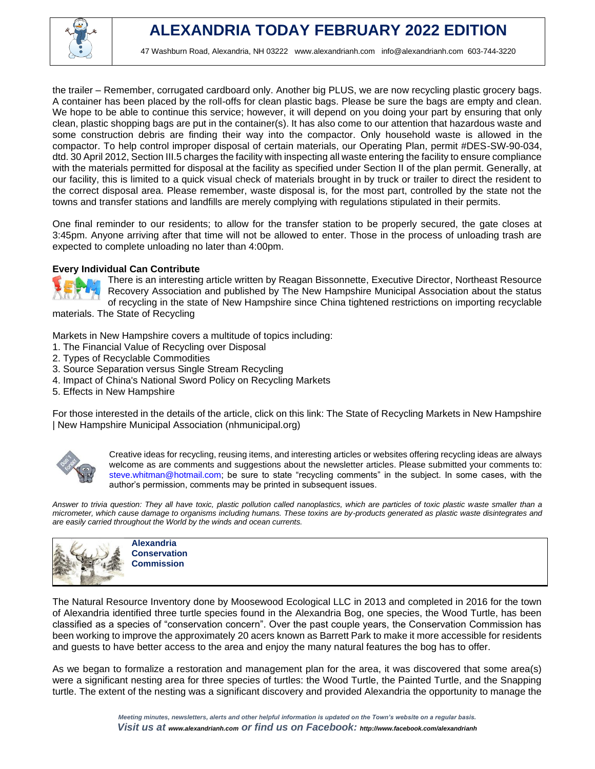the trailer – Remember, corrugated cardboard only. Another big PLUS, we are now recycling plastic grocery bags. A container has been placed by the roll-offs for clean plastic bags. Please be sure the bags are empty and clean. We hope to be able to continue this service; however, it will depend on you doing your part by ensuring that only clean, plastic shopping bags are put in the container(s). It has also come to our attention that hazardous waste and some construction debris are finding their way into the compactor. Only household waste is allowed in the compactor. To help control improper disposal of certain materials, our Operating Plan, permit #DES-SW-90-034, dtd. 30 April 2012, Section III.5 charges the facility with inspecting all waste entering the facility to ensure compliance with the materials permitted for disposal at the facility as specified under Section II of the plan permit. Generally, at our facility, this is limited to a quick visual check of materials brought in by truck or trailer to direct the resident to the correct disposal area. Please remember, waste disposal is, for the most part, controlled by the state not the towns and transfer stations and landfills are merely complying with regulations stipulated in their permits.

One final reminder to our residents; to allow for the transfer station to be properly secured, the gate closes at 3:45pm. Anyone arriving after that time will not be allowed to enter. Those in the process of unloading trash are expected to complete unloading no later than 4:00pm.

**Every Individual Can Contribute**

There is an interesting article written by Reagan Bissonnette, Executive Director, Northeast Resource Recovery Association and published by The New Hampshire Municipal Association about the status of recycling in the state of New Hampshire since China tightened restrictions on importing recyclable materials. The State of Recycling

Markets in New Hampshire covers a multitude of topics including:

1. The Financial Value of Recycling over Disposal
2. Types of Recyclable Commodities
3. Source Separation versus Single Stream Recycling
4. Impact of China's National Sword Policy on Recycling Markets
5. Effects in New Hampshire

For those interested in the details of the article, click on this link: The State of Recycling Markets in New Hampshire | New Hampshire Municipal Association (nhmunicipal.org)

Creative ideas for recycling, reusing items, and interesting articles or websites offering recycling ideas are always welcome as are comments and suggestions about the newsletter articles. Please submitted your comments to: steve.whitman@hotmail.com; be sure to state "recycling comments" in the subject. In some cases, with the author's permission, comments may be printed in subsequent issues.

*Answer to trivia question: They all have toxic, plastic pollution called nanoplastics, which are particles of toxic plastic waste smaller than a micrometer, which cause damage to organisms including humans. These toxins are by-products generated as plastic waste disintegrates and are easily carried throughout the World by the winds and ocean currents.*

## Alexandria Conservation Commission

The Natural Resource Inventory done by Moosewood Ecological LLC in 2013 and completed in 2016 for the town of Alexandria identified three turtle species found in the Alexandria Bog, one species, the Wood Turtle, has been classified as a species of "conservation concern". Over the past couple years, the Conservation Commission has been working to improve the approximately 20 acers known as Barrett Park to make it more accessible for residents and guests to have better access to the area and enjoy the many natural features the bog has to offer.

As we began to formalize a restoration and management plan for the area, it was discovered that some area(s) were a significant nesting area for three species of turtles: the Wood Turtle, the Painted Turtle, and the Snapping turtle. The extent of the nesting was a significant discovery and provided Alexandria the opportunity to manage the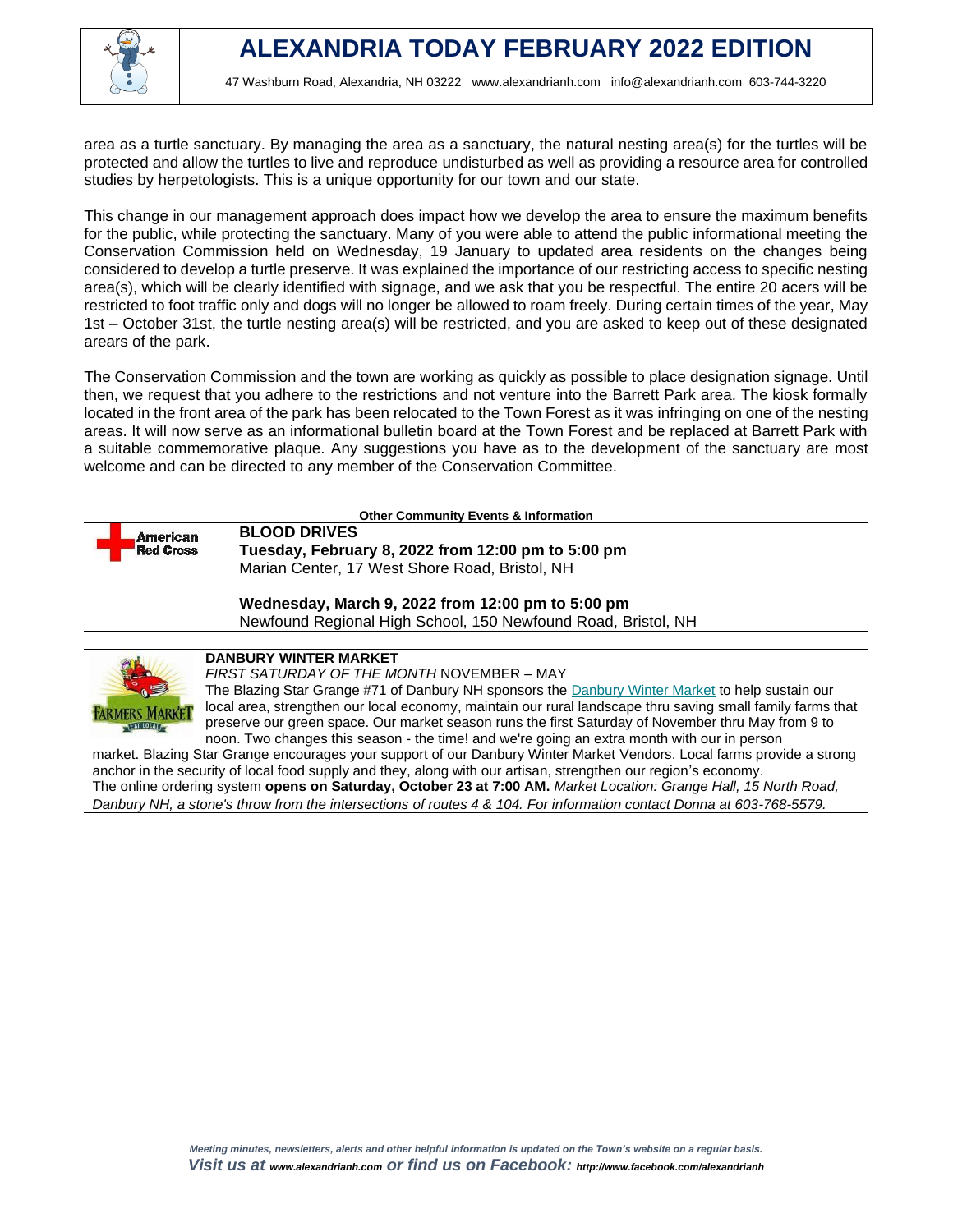area as a turtle sanctuary. By managing the area as a sanctuary, the natural nesting area(s) for the turtles will be protected and allow the turtles to live and reproduce undisturbed as well as providing a resource area for controlled studies by herpetologists. This is a unique opportunity for our town and our state.

This change in our management approach does impact how we develop the area to ensure the maximum benefits for the public, while protecting the sanctuary. Many of you were able to attend the public informational meeting the Conservation Commission held on Wednesday, 19 January to updated area residents on the changes being considered to develop a turtle preserve. It was explained the importance of our restricting access to specific nesting area(s), which will be clearly identified with signage, and we ask that you be respectful. The entire 20 acers will be restricted to foot traffic only and dogs will no longer be allowed to roam freely. During certain times of the year, May 1st – October 31st, the turtle nesting area(s) will be restricted, and you are asked to keep out of these designated arears of the park.

The Conservation Commission and the town are working as quickly as possible to place designation signage. Until then, we request that you adhere to the restrictions and not venture into the Barrett Park area. The kiosk formally located in the front area of the park has been relocated to the Town Forest as it was infringing on one of the nesting areas. It will now serve as an informational bulletin board at the Town Forest and be replaced at Barrett Park with a suitable commemorative plaque. Any suggestions you have as to the development of the sanctuary are most welcome and can be directed to any member of the Conservation Committee.

**Other Community Events & Information**

American Red Cross

**BLOOD DRIVES**

**Tuesday, February 8, 2022 from 12:00 pm to 5:00 pm**
Marian Center, 17 West Shore Road, Bristol, NH

**Wednesday, March 9, 2022 from 12:00 pm to 5:00 pm**
Newfound Regional High School, 150 Newfound Road, Bristol, NH

**DANBURY WINTER MARKET**

*FIRST SATURDAY OF THE MONTH* NOVEMBER – MAY

The Blazing Star Grange #71 of Danbury NH sponsors the Danbury Winter Market to help sustain our local area, strengthen our local economy, maintain our rural landscape thru saving small family farms that preserve our green space. Our market season runs the first Saturday of November thru May from 9 to noon. Two changes this season - the time! and we're going an extra month with our in person market. Blazing Star Grange encourages your support of our Danbury Winter Market Vendors. Local farms provide a strong anchor in the security of local food supply and they, along with our artisan, strengthen our region's economy.

The online ordering system **opens on Saturday, October 23 at 7:00 AM.** *Market Location: Grange Hall, 15 North Road, Danbury NH, a stone's throw from the intersections of routes 4 & 104. For information contact Donna at 603-768-5579.*

*Meeting minutes, newsletters, alerts and other helpful information is updated on the Town's website on a regular basis.*

***Visit us at www.alexandrianh.com or find us on Facebook: http://www.facebook.com/alexandrianh***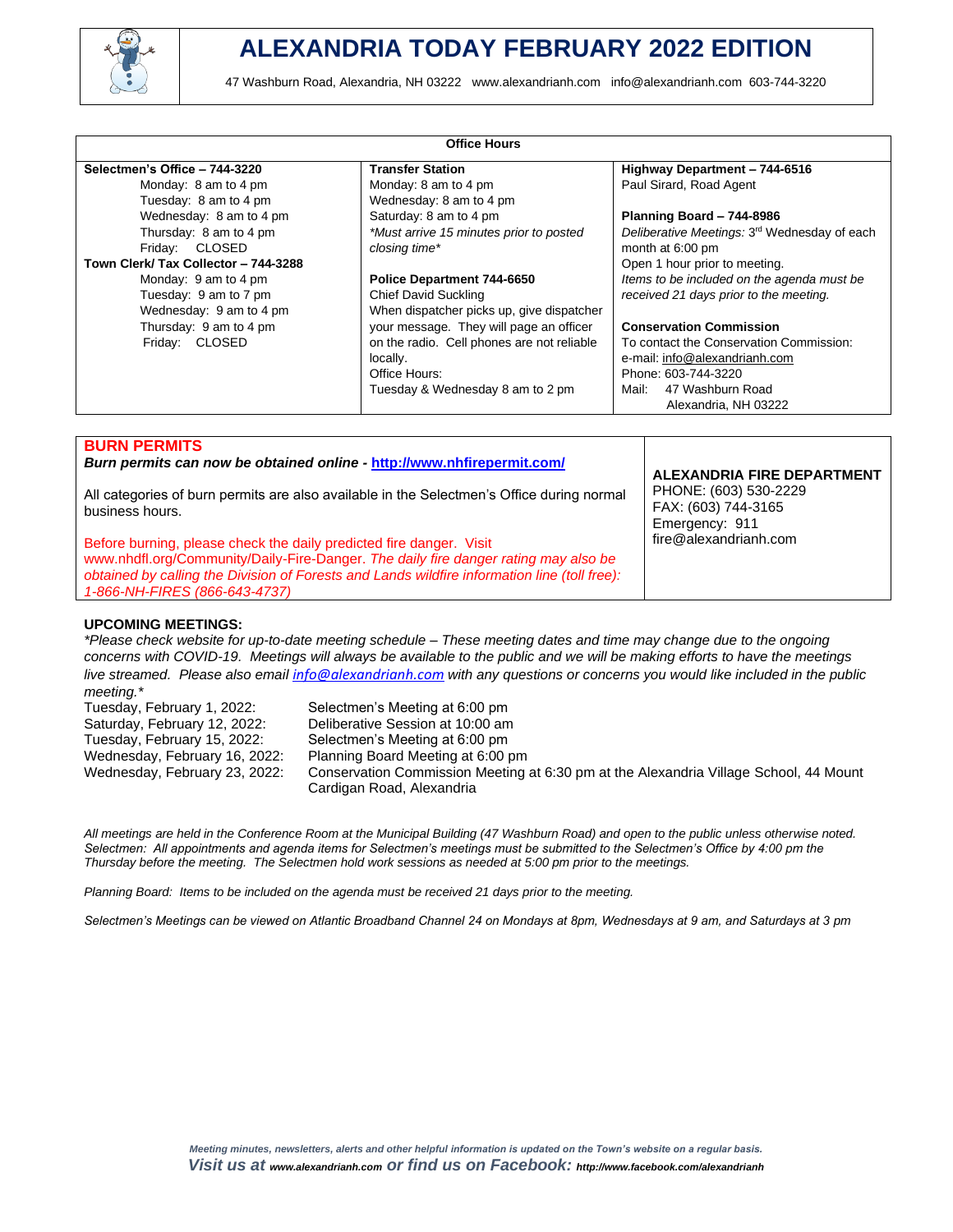# ALEXANDRIA TODAY FEBRUARY 2022 EDITION

47 Washburn Road, Alexandria, NH 03222 www.alexandrianh.com info@alexandrianh.com 603-744-3220

## Office Hours

**Selectmen's Office – 744-3220**
Monday: 8 am to 4 pm
Tuesday: 8 am to 4 pm
Wednesday: 8 am to 4 pm
Thursday: 8 am to 4 pm
Friday: CLOSED

**Town Clerk/ Tax Collector – 744-3288**
Monday: 9 am to 4 pm
Tuesday: 9 am to 7 pm
Wednesday: 9 am to 4 pm
Thursday: 9 am to 4 pm
Friday: CLOSED

**Transfer Station**
Monday: 8 am to 4 pm
Wednesday: 8 am to 4 pm
Saturday: 8 am to 4 pm
*\*Must arrive 15 minutes prior to posted closing time\**

**Police Department 744-6650**
Chief David Suckling
When dispatcher picks up, give dispatcher your message. They will page an officer on the radio. Cell phones are not reliable locally.
Office Hours:
Tuesday & Wednesday 8 am to 2 pm

**Highway Department – 744-6516**
Paul Sirard, Road Agent

**Planning Board – 744-8986**
*Deliberative Meetings: 3rd Wednesday of each month* at 6:00 pm
Open 1 hour prior to meeting.
*Items to be included on the agenda must be received 21 days prior to the meeting.*

**Conservation Commission**
To contact the Conservation Commission:
e-mail: info@alexandrianh.com
Phone: 603-744-3220
Mail: 47 Washburn Road
Alexandria, NH 03222

## BURN PERMITS

***Burn permits can now be obtained online - http://www.nhfirepermit.com/***

All categories of burn permits are also available in the Selectmen's Office during normal business hours.

Before burning, please check the daily predicted fire danger. Visit www.nhdfl.org/Community/Daily-Fire-Danger. *The daily fire danger rating may also be obtained by calling the Division of Forests and Lands wildfire information line (toll free): 1-866-NH-FIRES (866-643-4737)*

**ALEXANDRIA FIRE DEPARTMENT**
PHONE: (603) 530-2229
FAX: (603) 744-3165
Emergency: 911
fire@alexandrianh.com

## UPCOMING MEETINGS:

*\*Please check website for up-to-date meeting schedule – These meeting dates and time may change due to the ongoing concerns with COVID-19. Meetings will always be available to the public and we will be making efforts to have the meetings live streamed. Please also email info@alexandrianh.com with any questions or concerns you would like included in the public meeting.\**

| | |
|---|---|
| Tuesday, February 1, 2022: | Selectmen's Meeting at 6:00 pm |
| Saturday, February 12, 2022: | Deliberative Session at 10:00 am |
| Tuesday, February 15, 2022: | Selectmen's Meeting at 6:00 pm |
| Wednesday, February 16, 2022: | Planning Board Meeting at 6:00 pm |
| Wednesday, February 23, 2022: | Conservation Commission Meeting at 6:30 pm at the Alexandria Village School, 44 Mount Cardigan Road, Alexandria |

*All meetings are held in the Conference Room at the Municipal Building (47 Washburn Road) and open to the public unless otherwise noted. Selectmen: All appointments and agenda items for Selectmen's meetings must be submitted to the Selectmen's Office by 4:00 pm the Thursday before the meeting. The Selectmen hold work sessions as needed at 5:00 pm prior to the meetings.*

*Planning Board: Items to be included on the agenda must be received 21 days prior to the meeting.*

*Selectmen's Meetings can be viewed on Atlantic Broadband Channel 24 on Mondays at 8pm, Wednesdays at 9 am, and Saturdays at 3 pm*

***Meeting minutes, newsletters, alerts and other helpful information is updated on the Town's website on a regular basis.***
***Visit us at www.alexandrianh.com or find us on Facebook: http://www.facebook.com/alexandrianh***